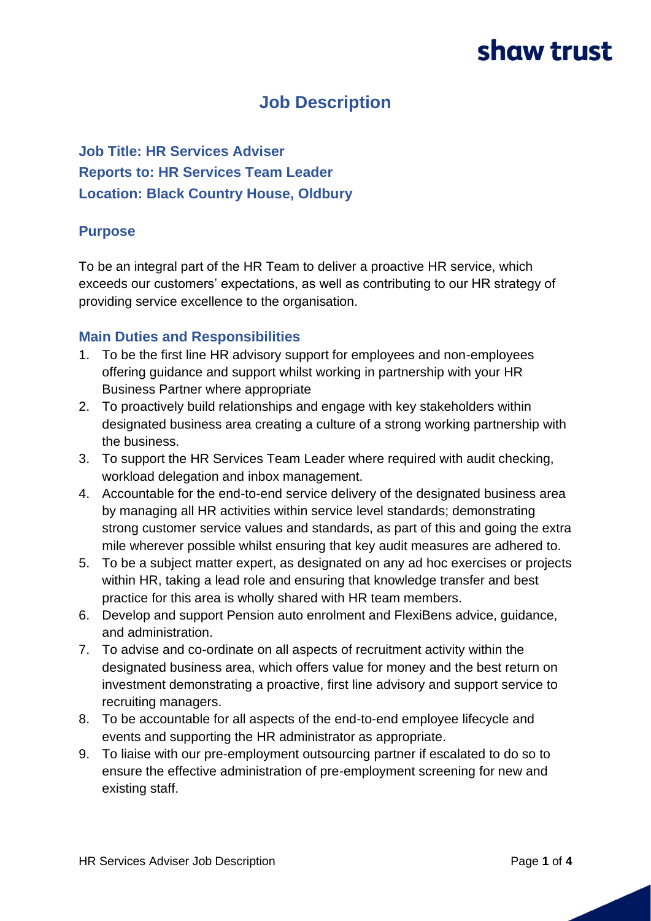# Job Description

**Job Title: HR Services Adviser**
**Reports to: HR Services Team Leader**
**Location: Black Country House, Oldbury**

## Purpose

To be an integral part of the HR Team to deliver a proactive HR service, which exceeds our customers' expectations, as well as contributing to our HR strategy of providing service excellence to the organisation.

## Main Duties and Responsibilities

1. To be the first line HR advisory support for employees and non-employees offering guidance and support whilst working in partnership with your HR Business Partner where appropriate
2. To proactively build relationships and engage with key stakeholders within designated business area creating a culture of a strong working partnership with the business.
3. To support the HR Services Team Leader where required with audit checking, workload delegation and inbox management.
4. Accountable for the end-to-end service delivery of the designated business area by managing all HR activities within service level standards; demonstrating strong customer service values and standards, as part of this and going the extra mile wherever possible whilst ensuring that key audit measures are adhered to.
5. To be a subject matter expert, as designated on any ad hoc exercises or projects within HR, taking a lead role and ensuring that knowledge transfer and best practice for this area is wholly shared with HR team members.
6. Develop and support Pension auto enrolment and FlexiBens advice, guidance, and administration.
7. To advise and co-ordinate on all aspects of recruitment activity within the designated business area, which offers value for money and the best return on investment demonstrating a proactive, first line advisory and support service to recruiting managers.
8. To be accountable for all aspects of the end-to-end employee lifecycle and events and supporting the HR administrator as appropriate.
9. To liaise with our pre-employment outsourcing partner if escalated to do so to ensure the effective administration of pre-employment screening for new and existing staff.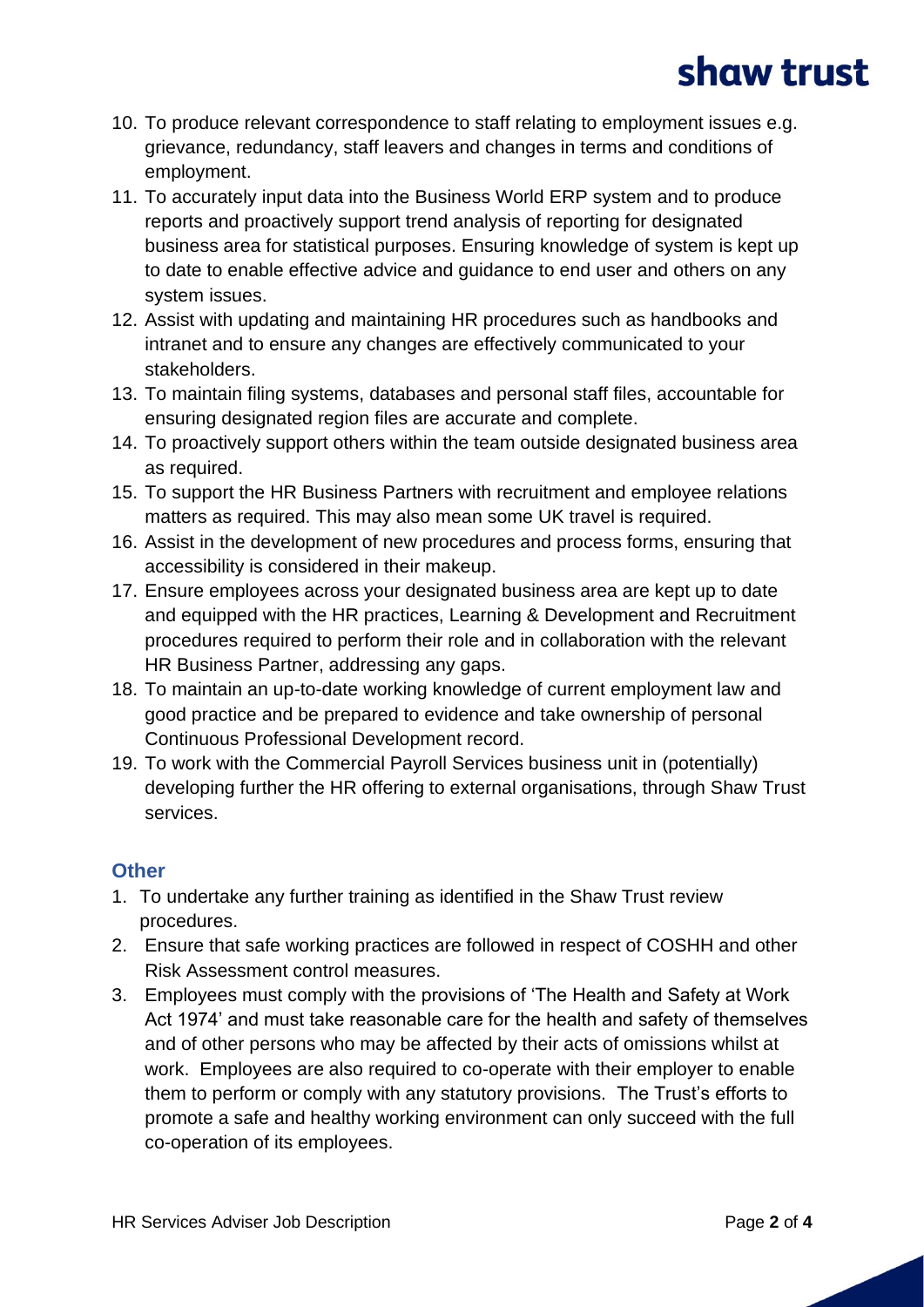10. To produce relevant correspondence to staff relating to employment issues e.g. grievance, redundancy, staff leavers and changes in terms and conditions of employment.
11. To accurately input data into the Business World ERP system and to produce reports and proactively support trend analysis of reporting for designated business area for statistical purposes. Ensuring knowledge of system is kept up to date to enable effective advice and guidance to end user and others on any system issues.
12. Assist with updating and maintaining HR procedures such as handbooks and intranet and to ensure any changes are effectively communicated to your stakeholders.
13. To maintain filing systems, databases and personal staff files, accountable for ensuring designated region files are accurate and complete.
14. To proactively support others within the team outside designated business area as required.
15. To support the HR Business Partners with recruitment and employee relations matters as required. This may also mean some UK travel is required.
16. Assist in the development of new procedures and process forms, ensuring that accessibility is considered in their makeup.
17. Ensure employees across your designated business area are kept up to date and equipped with the HR practices, Learning & Development and Recruitment procedures required to perform their role and in collaboration with the relevant HR Business Partner, addressing any gaps.
18. To maintain an up-to-date working knowledge of current employment law and good practice and be prepared to evidence and take ownership of personal Continuous Professional Development record.
19. To work with the Commercial Payroll Services business unit in (potentially) developing further the HR offering to external organisations, through Shaw Trust services.

## Other

1. To undertake any further training as identified in the Shaw Trust review procedures.
2. Ensure that safe working practices are followed in respect of COSHH and other Risk Assessment control measures.
3. Employees must comply with the provisions of 'The Health and Safety at Work Act 1974' and must take reasonable care for the health and safety of themselves and of other persons who may be affected by their acts of omissions whilst at work. Employees are also required to co-operate with their employer to enable them to perform or comply with any statutory provisions. The Trust's efforts to promote a safe and healthy working environment can only succeed with the full co-operation of its employees.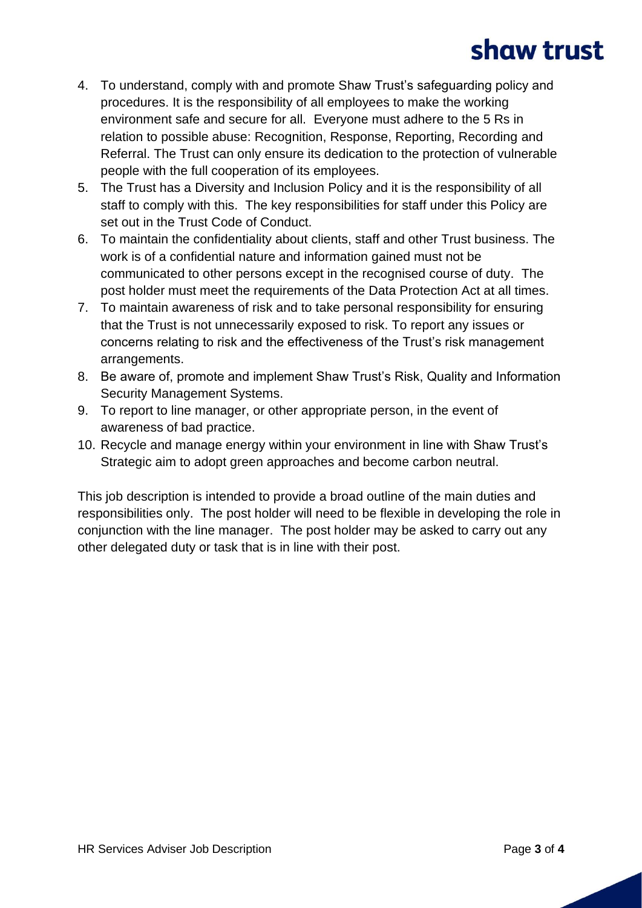4. To understand, comply with and promote Shaw Trust's safeguarding policy and procedures. It is the responsibility of all employees to make the working environment safe and secure for all. Everyone must adhere to the 5 Rs in relation to possible abuse: Recognition, Response, Reporting, Recording and Referral. The Trust can only ensure its dedication to the protection of vulnerable people with the full cooperation of its employees.
5. The Trust has a Diversity and Inclusion Policy and it is the responsibility of all staff to comply with this. The key responsibilities for staff under this Policy are set out in the Trust Code of Conduct.
6. To maintain the confidentiality about clients, staff and other Trust business. The work is of a confidential nature and information gained must not be communicated to other persons except in the recognised course of duty. The post holder must meet the requirements of the Data Protection Act at all times.
7. To maintain awareness of risk and to take personal responsibility for ensuring that the Trust is not unnecessarily exposed to risk. To report any issues or concerns relating to risk and the effectiveness of the Trust's risk management arrangements.
8. Be aware of, promote and implement Shaw Trust's Risk, Quality and Information Security Management Systems.
9. To report to line manager, or other appropriate person, in the event of awareness of bad practice.
10. Recycle and manage energy within your environment in line with Shaw Trust's Strategic aim to adopt green approaches and become carbon neutral.

This job description is intended to provide a broad outline of the main duties and responsibilities only. The post holder will need to be flexible in developing the role in conjunction with the line manager. The post holder may be asked to carry out any other delegated duty or task that is in line with their post.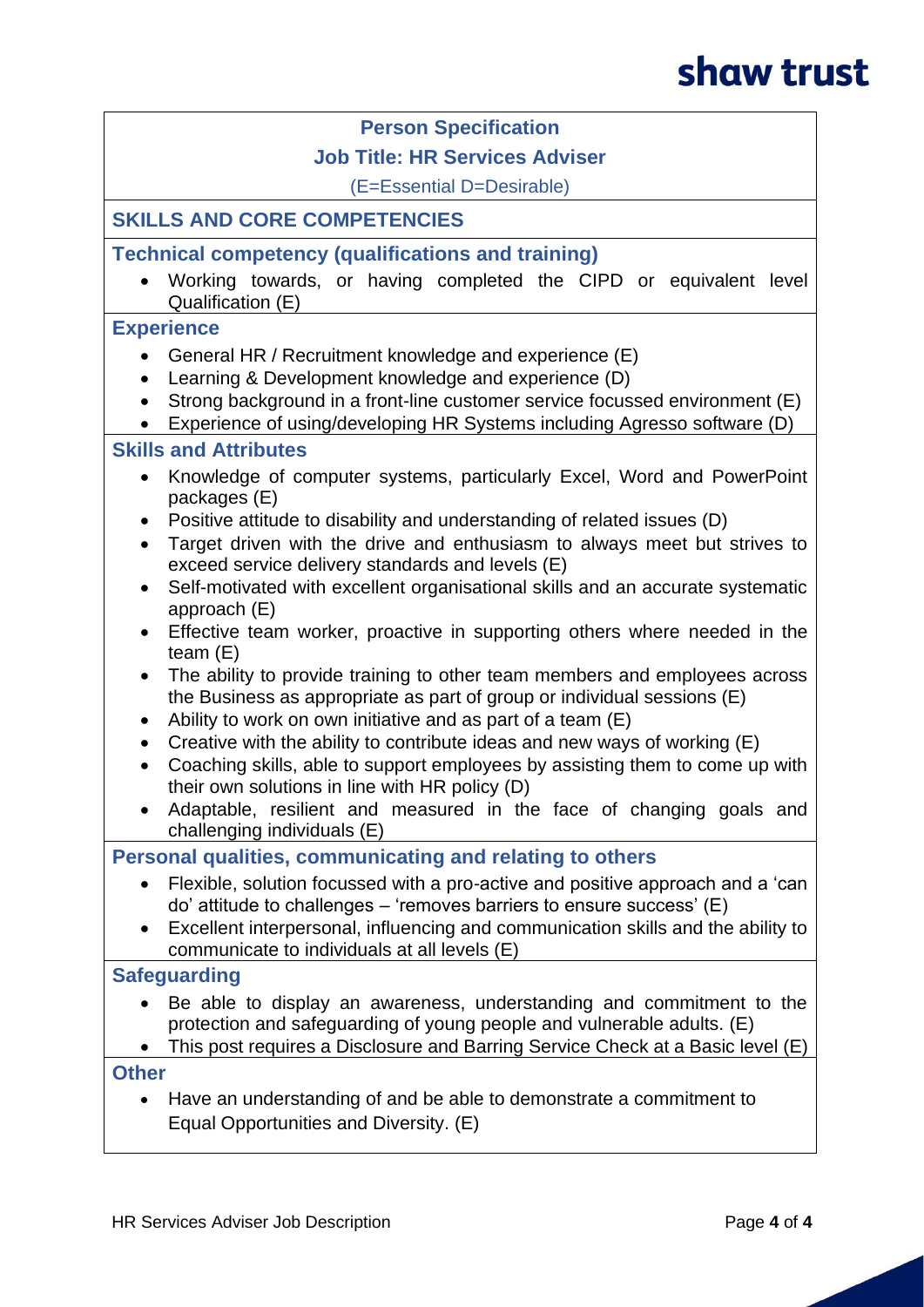## Person Specification

### Job Title: HR Services Adviser

(E=Essential D=Desirable)

## SKILLS AND CORE COMPETENCIES

### Technical competency (qualifications and training)

- Working towards, or having completed the CIPD or equivalent level Qualification (E)

### Experience

- General HR / Recruitment knowledge and experience (E)
- Learning & Development knowledge and experience (D)
- Strong background in a front-line customer service focussed environment (E)
- Experience of using/developing HR Systems including Agresso software (D)

### Skills and Attributes

- Knowledge of computer systems, particularly Excel, Word and PowerPoint packages (E)
- Positive attitude to disability and understanding of related issues (D)
- Target driven with the drive and enthusiasm to always meet but strives to exceed service delivery standards and levels (E)
- Self-motivated with excellent organisational skills and an accurate systematic approach (E)
- Effective team worker, proactive in supporting others where needed in the team (E)
- The ability to provide training to other team members and employees across the Business as appropriate as part of group or individual sessions (E)
- Ability to work on own initiative and as part of a team (E)
- Creative with the ability to contribute ideas and new ways of working (E)
- Coaching skills, able to support employees by assisting them to come up with their own solutions in line with HR policy (D)
- Adaptable, resilient and measured in the face of changing goals and challenging individuals (E)

### Personal qualities, communicating and relating to others

- Flexible, solution focussed with a pro-active and positive approach and a 'can do' attitude to challenges – 'removes barriers to ensure success' (E)
- Excellent interpersonal, influencing and communication skills and the ability to communicate to individuals at all levels (E)

### Safeguarding

- Be able to display an awareness, understanding and commitment to the protection and safeguarding of young people and vulnerable adults. (E)
- This post requires a Disclosure and Barring Service Check at a Basic level (E)

### Other

- Have an understanding of and be able to demonstrate a commitment to Equal Opportunities and Diversity. (E)